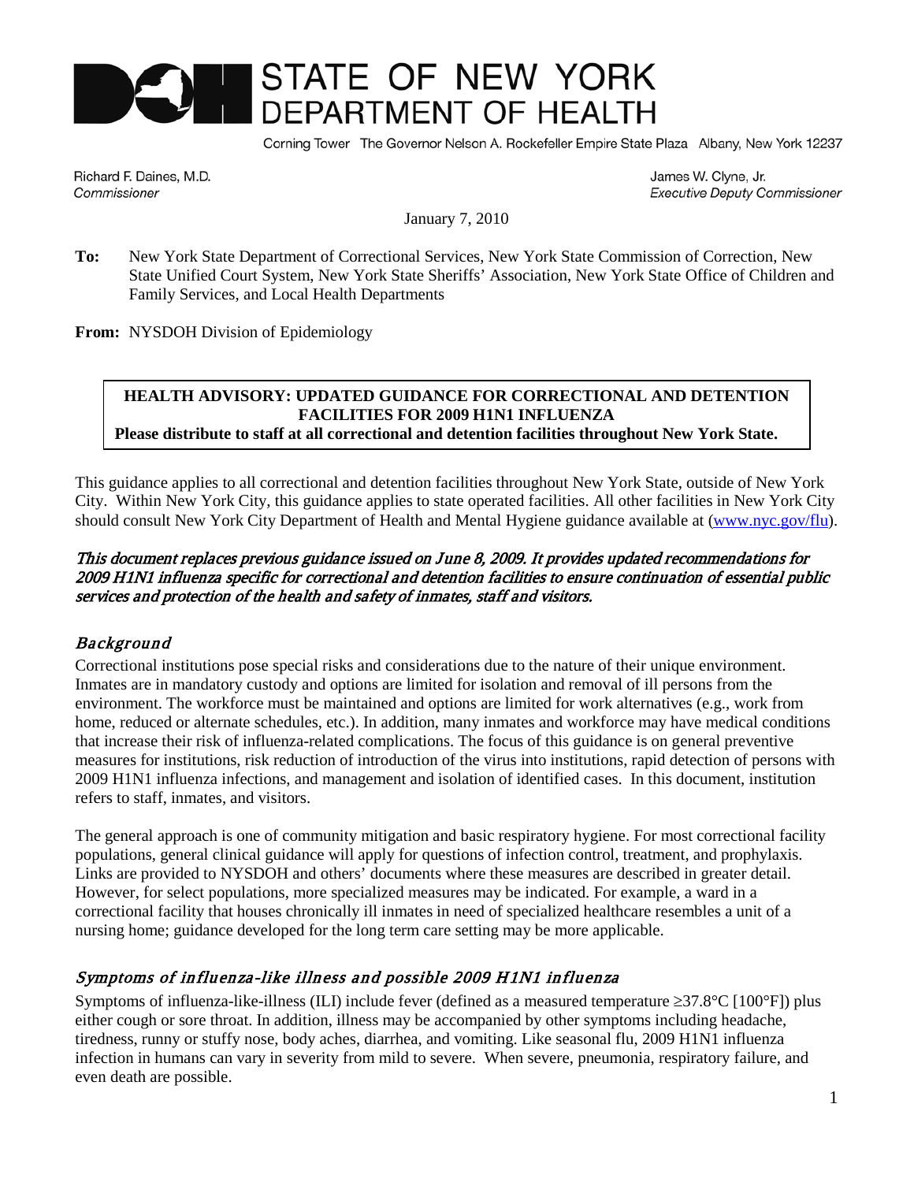# STATE OF NEW YORK DEPARTMENT OF HEALTH

Corning Tower The Governor Nelson A. Rockefeller Empire State Plaza Albany, New York 12237

Richard F. Daines, M.D.
*Commissioner*

James W. Clyne, Jr.
*Executive Deputy Commissioner*

January 7, 2010

**To:** New York State Department of Correctional Services, New York State Commission of Correction, New State Unified Court System, New York State Sheriffs' Association, New York State Office of Children and Family Services, and Local Health Departments

**From:** NYSDOH Division of Epidemiology

**HEALTH ADVISORY: UPDATED GUIDANCE FOR CORRECTIONAL AND DETENTION FACILITIES FOR 2009 H1N1 INFLUENZA**
**Please distribute to staff at all correctional and detention facilities throughout New York State.**

This guidance applies to all correctional and detention facilities throughout New York State, outside of New York City. Within New York City, this guidance applies to state operated facilities. All other facilities in New York City should consult New York City Department of Health and Mental Hygiene guidance available at (www.nyc.gov/flu).

*This document replaces previous guidance issued on June 8, 2009. It provides updated recommendations for 2009 H1N1 influenza specific for correctional and detention facilities to ensure continuation of essential public services and protection of the health and safety of inmates, staff and visitors.*

## *Background*

Correctional institutions pose special risks and considerations due to the nature of their unique environment. Inmates are in mandatory custody and options are limited for isolation and removal of ill persons from the environment. The workforce must be maintained and options are limited for work alternatives (e.g., work from home, reduced or alternate schedules, etc.). In addition, many inmates and workforce may have medical conditions that increase their risk of influenza-related complications. The focus of this guidance is on general preventive measures for institutions, risk reduction of introduction of the virus into institutions, rapid detection of persons with 2009 H1N1 influenza infections, and management and isolation of identified cases. In this document, institution refers to staff, inmates, and visitors.

The general approach is one of community mitigation and basic respiratory hygiene. For most correctional facility populations, general clinical guidance will apply for questions of infection control, treatment, and prophylaxis. Links are provided to NYSDOH and others' documents where these measures are described in greater detail. However, for select populations, more specialized measures may be indicated. For example, a ward in a correctional facility that houses chronically ill inmates in need of specialized healthcare resembles a unit of a nursing home; guidance developed for the long term care setting may be more applicable.

## *Symptoms of influenza-like illness and possible 2009 H1N1 influenza*

Symptoms of influenza-like-illness (ILI) include fever (defined as a measured temperature ≥37.8°C [100°F]) plus either cough or sore throat. In addition, illness may be accompanied by other symptoms including headache, tiredness, runny or stuffy nose, body aches, diarrhea, and vomiting. Like seasonal flu, 2009 H1N1 influenza infection in humans can vary in severity from mild to severe. When severe, pneumonia, respiratory failure, and even death are possible.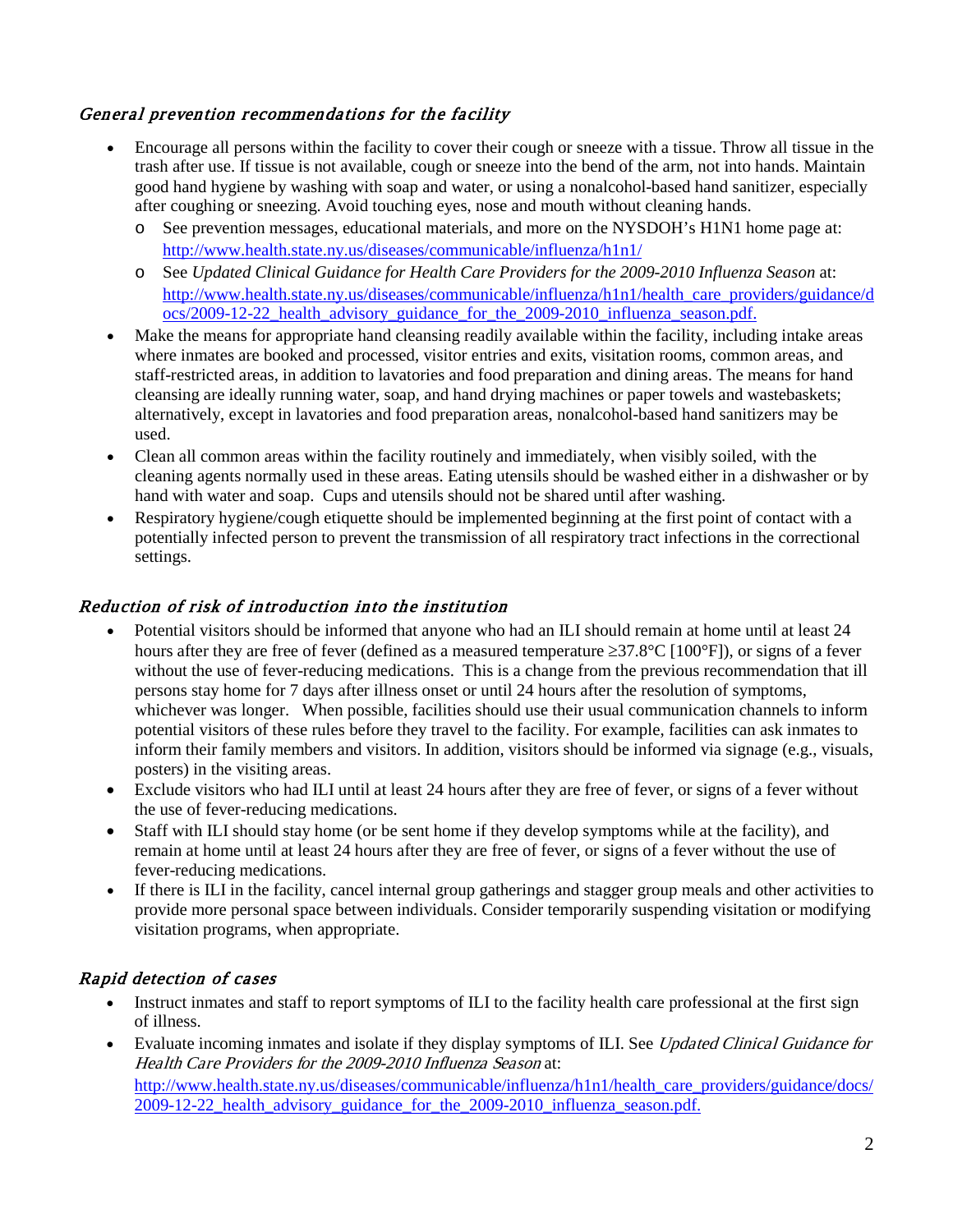### *General prevention recommendations for the facility*

- Encourage all persons within the facility to cover their cough or sneeze with a tissue. Throw all tissue in the trash after use. If tissue is not available, cough or sneeze into the bend of the arm, not into hands. Maintain good hand hygiene by washing with soap and water, or using a nonalcohol-based hand sanitizer, especially after coughing or sneezing. Avoid touching eyes, nose and mouth without cleaning hands.
  - See prevention messages, educational materials, and more on the NYSDOH's H1N1 home page at: http://www.health.state.ny.us/diseases/communicable/influenza/h1n1/
  - See *Updated Clinical Guidance for Health Care Providers for the 2009-2010 Influenza Season* at: http://www.health.state.ny.us/diseases/communicable/influenza/h1n1/health_care_providers/guidance/docs/2009-12-22_health_advisory_guidance_for_the_2009-2010_influenza_season.pdf.
- Make the means for appropriate hand cleansing readily available within the facility, including intake areas where inmates are booked and processed, visitor entries and exits, visitation rooms, common areas, and staff-restricted areas, in addition to lavatories and food preparation and dining areas. The means for hand cleansing are ideally running water, soap, and hand drying machines or paper towels and wastebaskets; alternatively, except in lavatories and food preparation areas, nonalcohol-based hand sanitizers may be used.
- Clean all common areas within the facility routinely and immediately, when visibly soiled, with the cleaning agents normally used in these areas. Eating utensils should be washed either in a dishwasher or by hand with water and soap. Cups and utensils should not be shared until after washing.
- Respiratory hygiene/cough etiquette should be implemented beginning at the first point of contact with a potentially infected person to prevent the transmission of all respiratory tract infections in the correctional settings.

### *Reduction of risk of introduction into the institution*

- Potential visitors should be informed that anyone who had an ILI should remain at home until at least 24 hours after they are free of fever (defined as a measured temperature ≥37.8°C [100°F]), or signs of a fever without the use of fever-reducing medications. This is a change from the previous recommendation that ill persons stay home for 7 days after illness onset or until 24 hours after the resolution of symptoms, whichever was longer. When possible, facilities should use their usual communication channels to inform potential visitors of these rules before they travel to the facility. For example, facilities can ask inmates to inform their family members and visitors. In addition, visitors should be informed via signage (e.g., visuals, posters) in the visiting areas.
- Exclude visitors who had ILI until at least 24 hours after they are free of fever, or signs of a fever without the use of fever-reducing medications.
- Staff with ILI should stay home (or be sent home if they develop symptoms while at the facility), and remain at home until at least 24 hours after they are free of fever, or signs of a fever without the use of fever-reducing medications.
- If there is ILI in the facility, cancel internal group gatherings and stagger group meals and other activities to provide more personal space between individuals. Consider temporarily suspending visitation or modifying visitation programs, when appropriate.

### *Rapid detection of cases*

- Instruct inmates and staff to report symptoms of ILI to the facility health care professional at the first sign of illness.
- Evaluate incoming inmates and isolate if they display symptoms of ILI. See *Updated Clinical Guidance for Health Care Providers for the 2009-2010 Influenza Season* at: http://www.health.state.ny.us/diseases/communicable/influenza/h1n1/health_care_providers/guidance/docs/2009-12-22_health_advisory_guidance_for_the_2009-2010_influenza_season.pdf.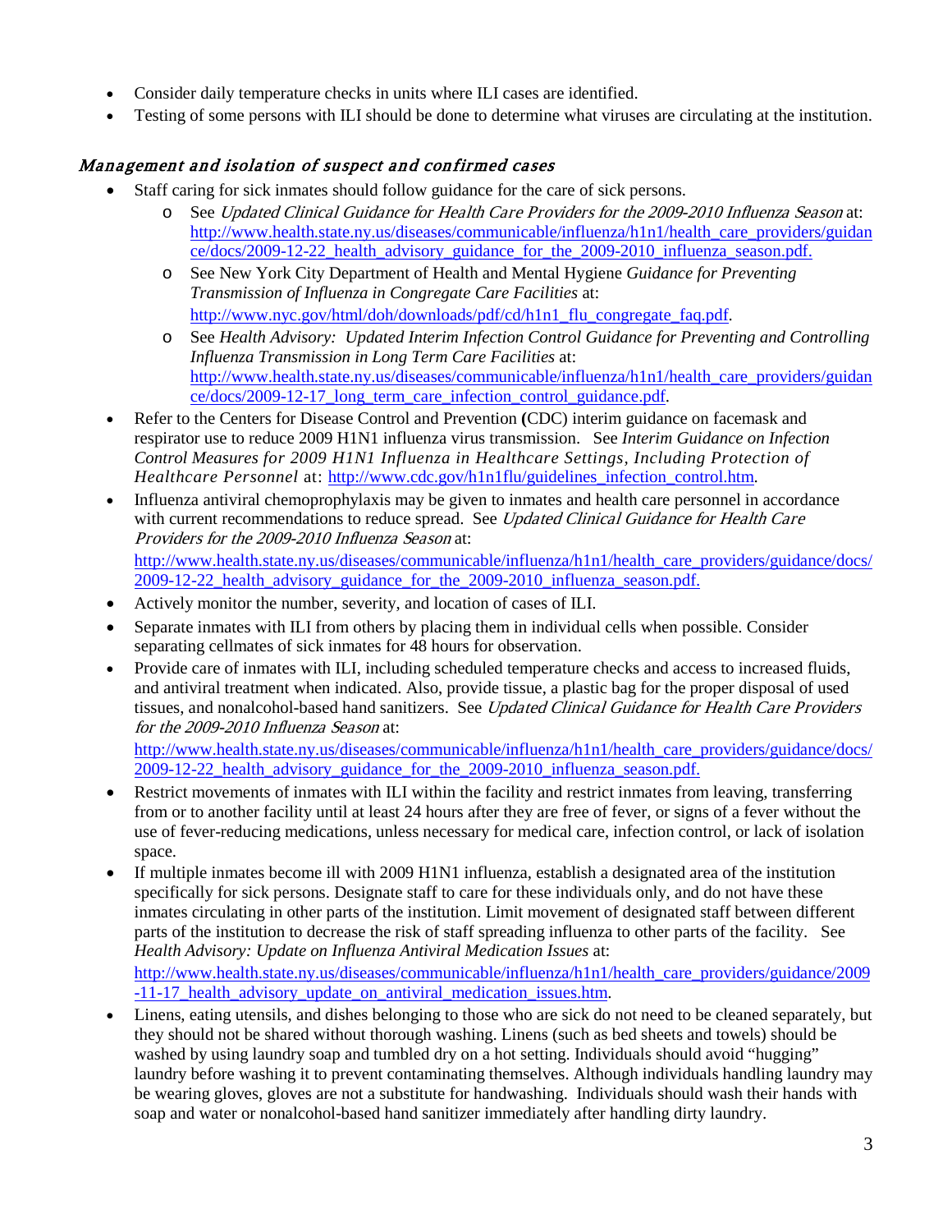- Consider daily temperature checks in units where ILI cases are identified.
- Testing of some persons with ILI should be done to determine what viruses are circulating at the institution.

### *Management and isolation of suspect and confirmed cases*

- Staff caring for sick inmates should follow guidance for the care of sick persons.
    - See *Updated Clinical Guidance for Health Care Providers for the 2009-2010 Influenza Season* at: http://www.health.state.ny.us/diseases/communicable/influenza/h1n1/health_care_providers/guidance/docs/2009-12-22_health_advisory_guidance_for_the_2009-2010_influenza_season.pdf.
    - See New York City Department of Health and Mental Hygiene *Guidance for Preventing Transmission of Influenza in Congregate Care Facilities* at: http://www.nyc.gov/html/doh/downloads/pdf/cd/h1n1_flu_congregate_faq.pdf.
    - See *Health Advisory: Updated Interim Infection Control Guidance for Preventing and Controlling Influenza Transmission in Long Term Care Facilities* at: http://www.health.state.ny.us/diseases/communicable/influenza/h1n1/health_care_providers/guidance/docs/2009-12-17_long_term_care_infection_control_guidance.pdf.
- Refer to the Centers for Disease Control and Prevention **(**CDC) interim guidance on facemask and respirator use to reduce 2009 H1N1 influenza virus transmission. See *Interim Guidance on Infection Control Measures for 2009 H1N1 Influenza in Healthcare Settings, Including Protection of Healthcare Personnel* at: http://www.cdc.gov/h1n1flu/guidelines_infection_control.htm.
- Influenza antiviral chemoprophylaxis may be given to inmates and health care personnel in accordance with current recommendations to reduce spread. See *Updated Clinical Guidance for Health Care Providers for the 2009-2010 Influenza Season* at: http://www.health.state.ny.us/diseases/communicable/influenza/h1n1/health_care_providers/guidance/docs/2009-12-22_health_advisory_guidance_for_the_2009-2010_influenza_season.pdf.
- Actively monitor the number, severity, and location of cases of ILI.
- Separate inmates with ILI from others by placing them in individual cells when possible. Consider separating cellmates of sick inmates for 48 hours for observation.
- Provide care of inmates with ILI, including scheduled temperature checks and access to increased fluids, and antiviral treatment when indicated. Also, provide tissue, a plastic bag for the proper disposal of used tissues, and nonalcohol-based hand sanitizers. See *Updated Clinical Guidance for Health Care Providers for the 2009-2010 Influenza Season* at: http://www.health.state.ny.us/diseases/communicable/influenza/h1n1/health_care_providers/guidance/docs/2009-12-22_health_advisory_guidance_for_the_2009-2010_influenza_season.pdf.
- Restrict movements of inmates with ILI within the facility and restrict inmates from leaving, transferring from or to another facility until at least 24 hours after they are free of fever, or signs of a fever without the use of fever-reducing medications, unless necessary for medical care, infection control, or lack of isolation space.
- If multiple inmates become ill with 2009 H1N1 influenza, establish a designated area of the institution specifically for sick persons. Designate staff to care for these individuals only, and do not have these inmates circulating in other parts of the institution. Limit movement of designated staff between different parts of the institution to decrease the risk of staff spreading influenza to other parts of the facility. See *Health Advisory: Update on Influenza Antiviral Medication Issues* at: http://www.health.state.ny.us/diseases/communicable/influenza/h1n1/health_care_providers/guidance/2009-11-17_health_advisory_update_on_antiviral_medication_issues.htm.
- Linens, eating utensils, and dishes belonging to those who are sick do not need to be cleaned separately, but they should not be shared without thorough washing. Linens (such as bed sheets and towels) should be washed by using laundry soap and tumbled dry on a hot setting. Individuals should avoid "hugging" laundry before washing it to prevent contaminating themselves. Although individuals handling laundry may be wearing gloves, gloves are not a substitute for handwashing. Individuals should wash their hands with soap and water or nonalcohol-based hand sanitizer immediately after handling dirty laundry.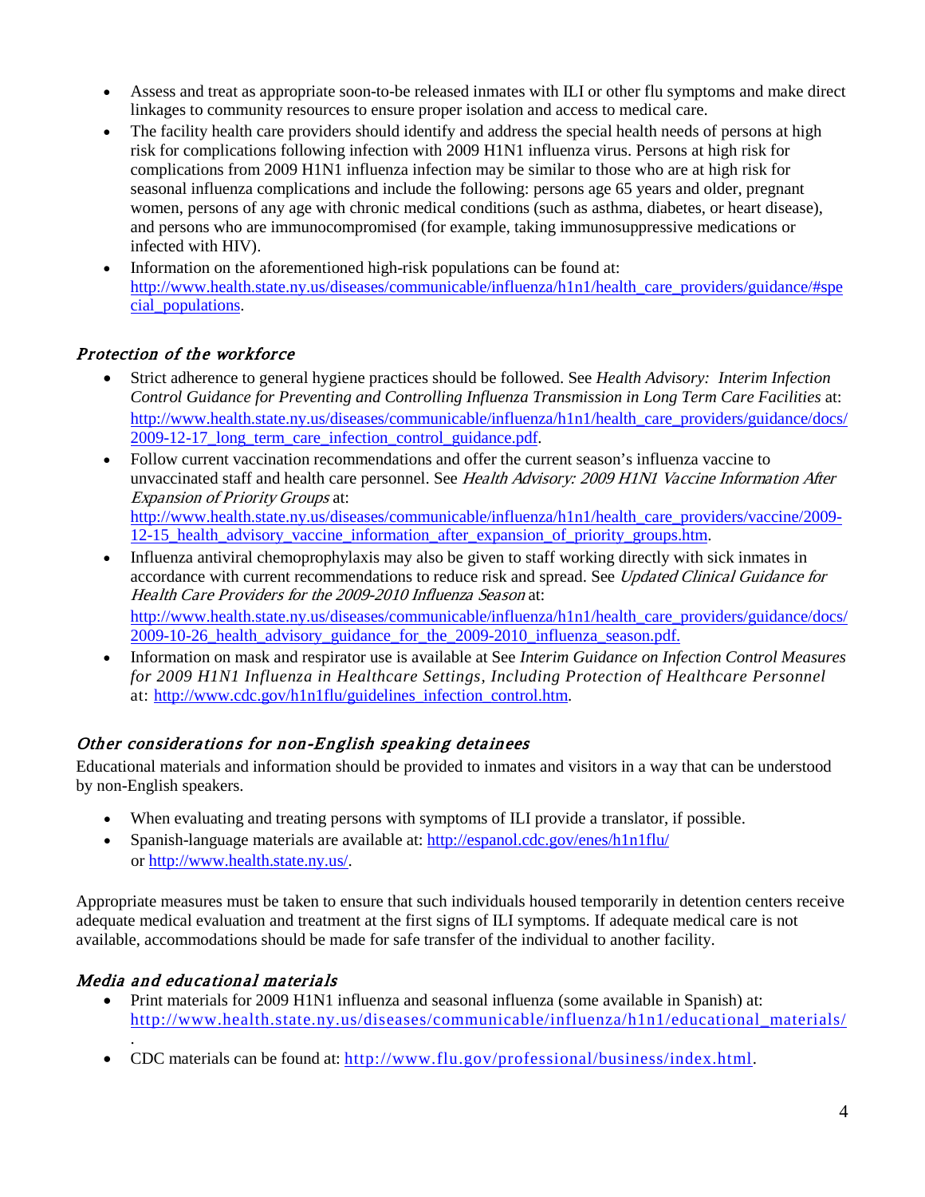- Assess and treat as appropriate soon-to-be released inmates with ILI or other flu symptoms and make direct linkages to community resources to ensure proper isolation and access to medical care.
- The facility health care providers should identify and address the special health needs of persons at high risk for complications following infection with 2009 H1N1 influenza virus. Persons at high risk for complications from 2009 H1N1 influenza infection may be similar to those who are at high risk for seasonal influenza complications and include the following: persons age 65 years and older, pregnant women, persons of any age with chronic medical conditions (such as asthma, diabetes, or heart disease), and persons who are immunocompromised (for example, taking immunosuppressive medications or infected with HIV).
- Information on the aforementioned high-risk populations can be found at: http://www.health.state.ny.us/diseases/communicable/influenza/h1n1/health_care_providers/guidance/#special_populations.

### *Protection of the workforce*

- Strict adherence to general hygiene practices should be followed. See *Health Advisory: Interim Infection Control Guidance for Preventing and Controlling Influenza Transmission in Long Term Care Facilities* at: http://www.health.state.ny.us/diseases/communicable/influenza/h1n1/health_care_providers/guidance/docs/2009-12-17_long_term_care_infection_control_guidance.pdf.
- Follow current vaccination recommendations and offer the current season's influenza vaccine to unvaccinated staff and health care personnel. See *Health Advisory: 2009 H1N1 Vaccine Information After Expansion of Priority Groups* at: http://www.health.state.ny.us/diseases/communicable/influenza/h1n1/health_care_providers/vaccine/2009-12-15_health_advisory_vaccine_information_after_expansion_of_priority_groups.htm.
- Influenza antiviral chemoprophylaxis may also be given to staff working directly with sick inmates in accordance with current recommendations to reduce risk and spread. See *Updated Clinical Guidance for Health Care Providers for the 2009-2010 Influenza Season* at: http://www.health.state.ny.us/diseases/communicable/influenza/h1n1/health_care_providers/guidance/docs/2009-10-26_health_advisory_guidance_for_the_2009-2010_influenza_season.pdf.
- Information on mask and respirator use is available at See *Interim Guidance on Infection Control Measures for 2009 H1N1 Influenza in Healthcare Settings, Including Protection of Healthcare Personnel* at: http://www.cdc.gov/h1n1flu/guidelines_infection_control.htm.

### *Other considerations for non-English speaking detainees*

Educational materials and information should be provided to inmates and visitors in a way that can be understood by non-English speakers.

- When evaluating and treating persons with symptoms of ILI provide a translator, if possible.
- Spanish-language materials are available at: http://espanol.cdc.gov/enes/h1n1flu/ or http://www.health.state.ny.us/.

Appropriate measures must be taken to ensure that such individuals housed temporarily in detention centers receive adequate medical evaluation and treatment at the first signs of ILI symptoms. If adequate medical care is not available, accommodations should be made for safe transfer of the individual to another facility.

### *Media and educational materials*

- Print materials for 2009 H1N1 influenza and seasonal influenza (some available in Spanish) at: http://www.health.state.ny.us/diseases/communicable/influenza/h1n1/educational_materials/.
- CDC materials can be found at: http://www.flu.gov/professional/business/index.html.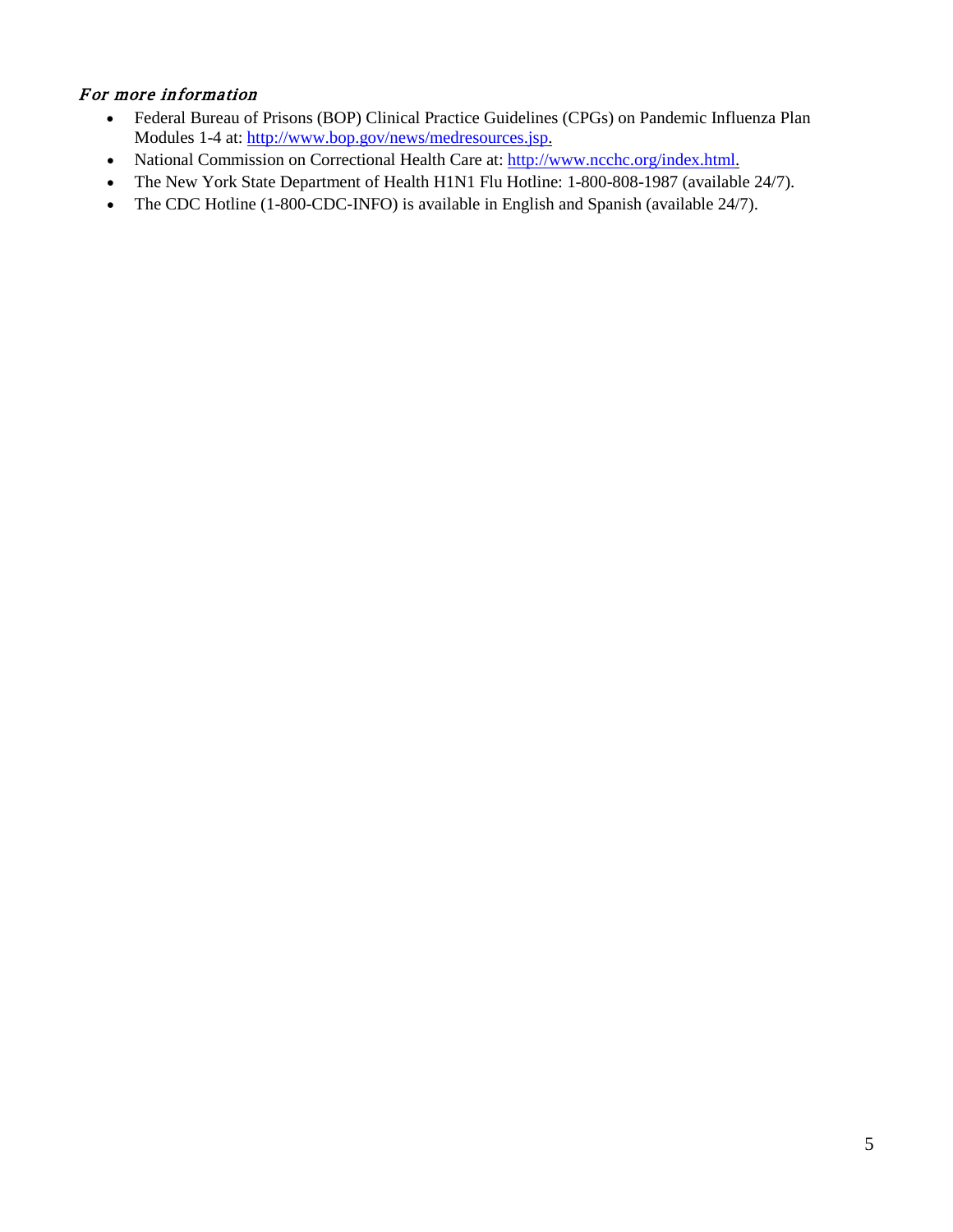### *For more information*

- Federal Bureau of Prisons (BOP) Clinical Practice Guidelines (CPGs) on Pandemic Influenza Plan Modules 1-4 at: http://www.bop.gov/news/medresources.jsp.
- National Commission on Correctional Health Care at: http://www.ncchc.org/index.html.
- The New York State Department of Health H1N1 Flu Hotline: 1-800-808-1987 (available 24/7).
- The CDC Hotline (1-800-CDC-INFO) is available in English and Spanish (available 24/7).